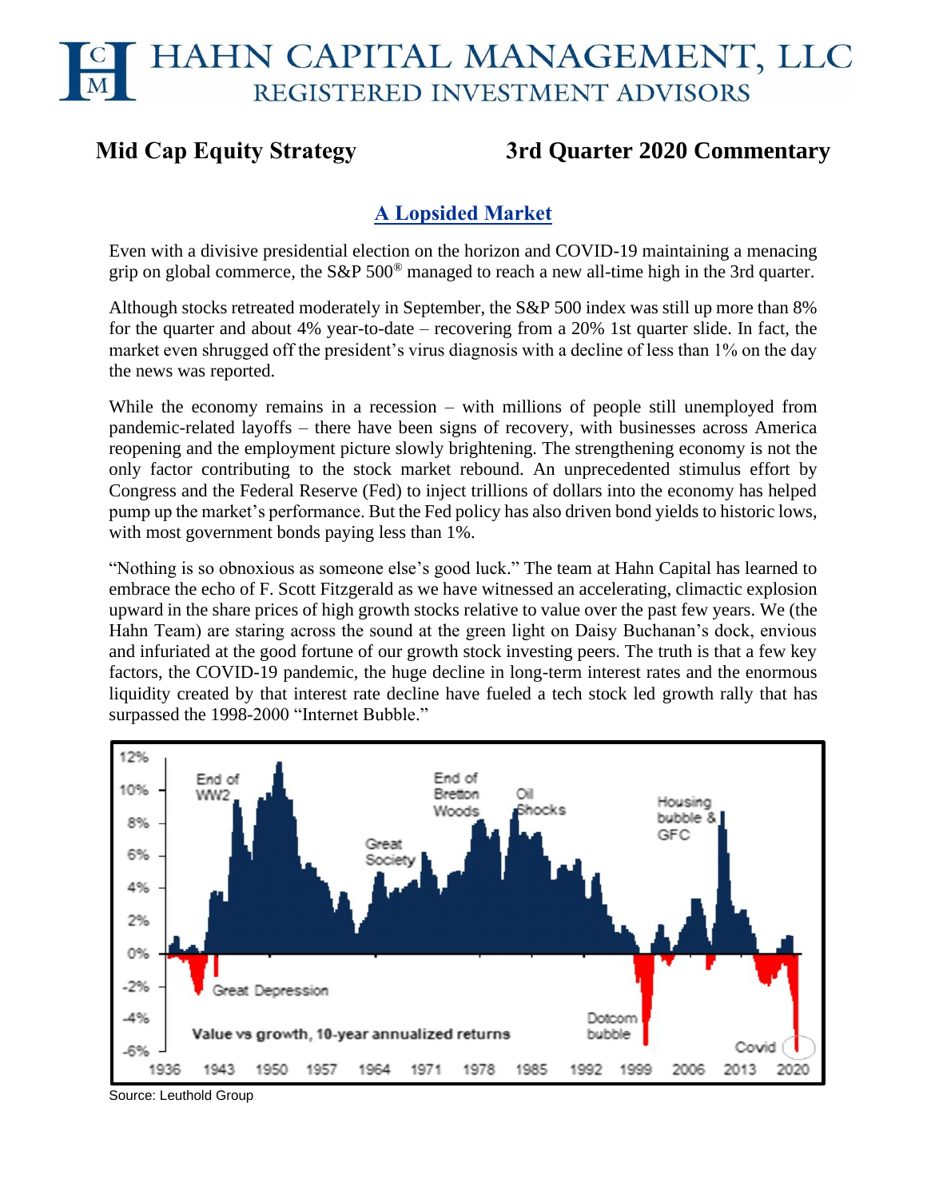# HAHN CAPITAL MANAGEMENT, LLC
## REGISTERED INVESTMENT ADVISORS

**Mid Cap Equity Strategy** **3rd Quarter 2020 Commentary**

### A Lopsided Market

Even with a divisive presidential election on the horizon and COVID-19 maintaining a menacing grip on global commerce, the S&P 500® managed to reach a new all-time high in the 3rd quarter.

Although stocks retreated moderately in September, the S&P 500 index was still up more than 8% for the quarter and about 4% year-to-date – recovering from a 20% 1st quarter slide. In fact, the market even shrugged off the president's virus diagnosis with a decline of less than 1% on the day the news was reported.

While the economy remains in a recession – with millions of people still unemployed from pandemic-related layoffs – there have been signs of recovery, with businesses across America reopening and the employment picture slowly brightening. The strengthening economy is not the only factor contributing to the stock market rebound. An unprecedented stimulus effort by Congress and the Federal Reserve (Fed) to inject trillions of dollars into the economy has helped pump up the market's performance. But the Fed policy has also driven bond yields to historic lows, with most government bonds paying less than 1%.

"Nothing is so obnoxious as someone else's good luck." The team at Hahn Capital has learned to embrace the echo of F. Scott Fitzgerald as we have witnessed an accelerating, climactic explosion upward in the share prices of high growth stocks relative to value over the past few years. We (the Hahn Team) are staring across the sound at the green light on Daisy Buchanan's dock, envious and infuriated at the good fortune of our growth stock investing peers. The truth is that a few key factors, the COVID-19 pandemic, the huge decline in long-term interest rates and the enormous liquidity created by that interest rate decline have fueled a tech stock led growth rally that has surpassed the 1998-2000 "Internet Bubble."

Source: Leuthold Group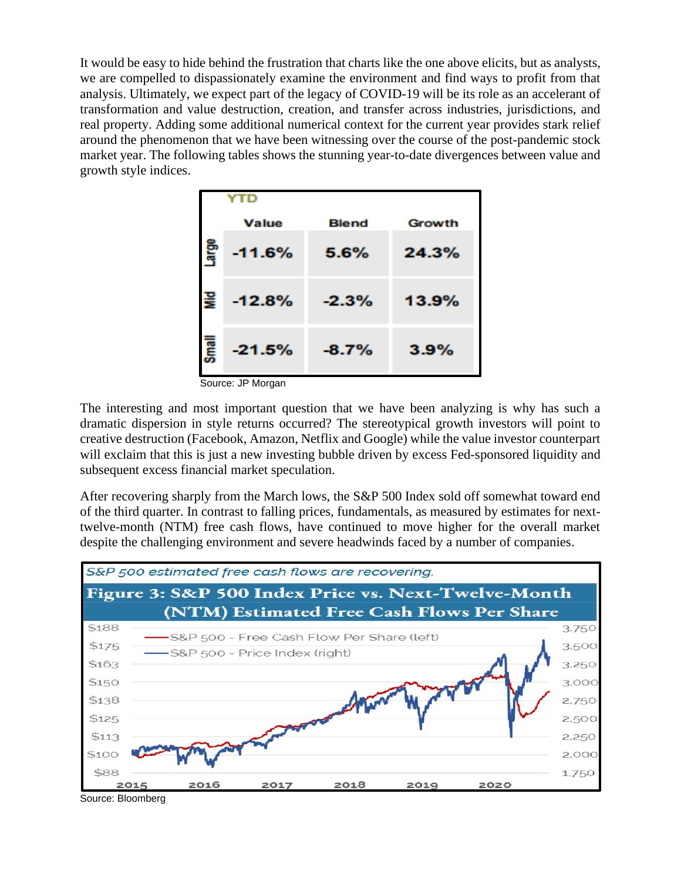It would be easy to hide behind the frustration that charts like the one above elicits, but as analysts, we are compelled to dispassionately examine the environment and find ways to profit from that analysis. Ultimately, we expect part of the legacy of COVID-19 will be its role as an accelerant of transformation and value destruction, creation, and transfer across industries, jurisdictions, and real property. Adding some additional numerical context for the current year provides stark relief around the phenomenon that we have been witnessing over the course of the post-pandemic stock market year. The following tables shows the stunning year-to-date divergences between value and growth style indices.

| YTD | Value | Blend | Growth |
|---|---|---|---|
| Large | -11.6% | 5.6% | 24.3% |
| Mid | -12.8% | -2.3% | 13.9% |
| Small | -21.5% | -8.7% | 3.9% |

Source: JP Morgan

The interesting and most important question that we have been analyzing is why has such a dramatic dispersion in style returns occurred? The stereotypical growth investors will point to creative destruction (Facebook, Amazon, Netflix and Google) while the value investor counterpart will exclaim that this is just a new investing bubble driven by excess Fed-sponsored liquidity and subsequent excess financial market speculation.

After recovering sharply from the March lows, the S&P 500 Index sold off somewhat toward end of the third quarter. In contrast to falling prices, fundamentals, as measured by estimates for next-twelve-month (NTM) free cash flows, have continued to move higher for the overall market despite the challenging environment and severe headwinds faced by a number of companies.

*S&P 500 estimated free cash flows are recovering.*

**Figure 3: S&P 500 Index Price vs. Next-Twelve-Month (NTM) Estimated Free Cash Flows Per Share**

Source: Bloomberg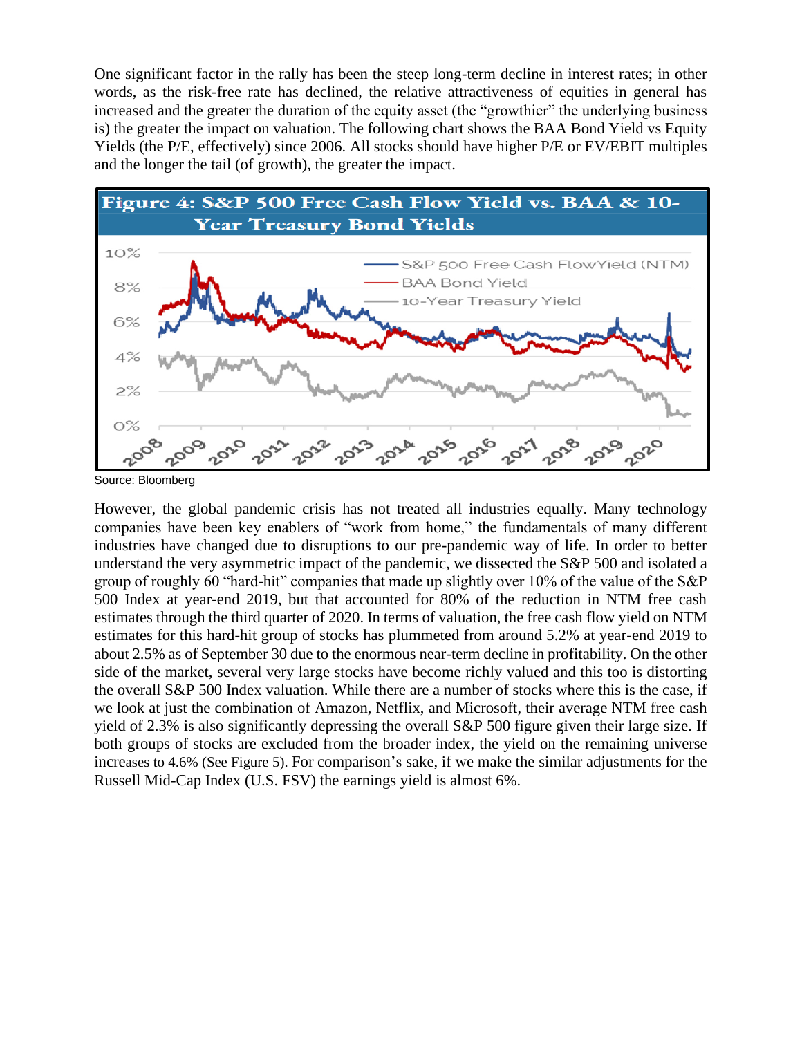One significant factor in the rally has been the steep long-term decline in interest rates; in other words, as the risk-free rate has declined, the relative attractiveness of equities in general has increased and the greater the duration of the equity asset (the "growthier" the underlying business is) the greater the impact on valuation. The following chart shows the BAA Bond Yield vs Equity Yields (the P/E, effectively) since 2006. All stocks should have higher P/E or EV/EBIT multiples and the longer the tail (of growth), the greater the impact.

**Figure 4: S&P 500 Free Cash Flow Yield vs. BAA & 10-Year Treasury Bond Yields**

Source: Bloomberg

However, the global pandemic crisis has not treated all industries equally. Many technology companies have been key enablers of "work from home," the fundamentals of many different industries have changed due to disruptions to our pre-pandemic way of life. In order to better understand the very asymmetric impact of the pandemic, we dissected the S&P 500 and isolated a group of roughly 60 "hard-hit" companies that made up slightly over 10% of the value of the S&P 500 Index at year-end 2019, but that accounted for 80% of the reduction in NTM free cash estimates through the third quarter of 2020. In terms of valuation, the free cash flow yield on NTM estimates for this hard-hit group of stocks has plummeted from around 5.2% at year-end 2019 to about 2.5% as of September 30 due to the enormous near-term decline in profitability. On the other side of the market, several very large stocks have become richly valued and this too is distorting the overall S&P 500 Index valuation. While there are a number of stocks where this is the case, if we look at just the combination of Amazon, Netflix, and Microsoft, their average NTM free cash yield of 2.3% is also significantly depressing the overall S&P 500 figure given their large size. If both groups of stocks are excluded from the broader index, the yield on the remaining universe increases to 4.6% (See Figure 5). For comparison's sake, if we make the similar adjustments for the Russell Mid-Cap Index (U.S. FSV) the earnings yield is almost 6%.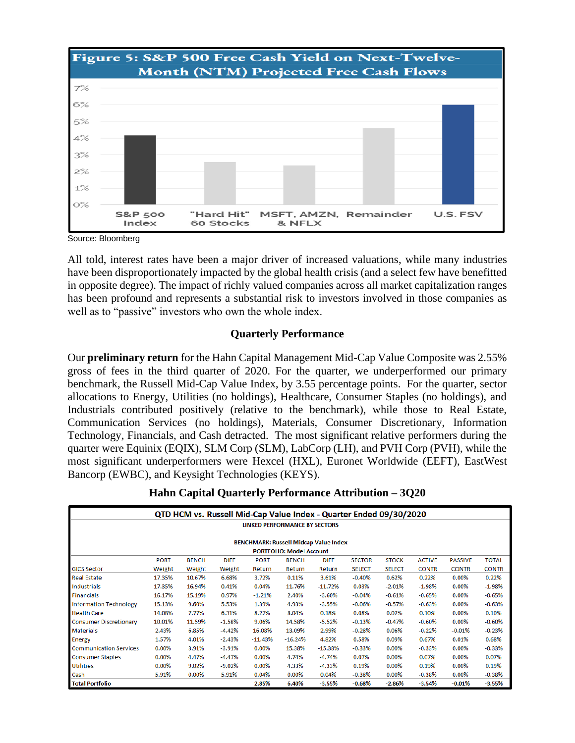**Figure 5: S&P 500 Free Cash Yield on Next-Twelve-Month (NTM) Projected Free Cash Flows**

Source: Bloomberg

All told, interest rates have been a major driver of increased valuations, while many industries have been disproportionately impacted by the global health crisis (and a select few have benefitted in opposite degree). The impact of richly valued companies across all market capitalization ranges has been profound and represents a substantial risk to investors involved in those companies as well as to "passive" investors who own the whole index.

## Quarterly Performance

Our **preliminary return** for the Hahn Capital Management Mid-Cap Value Composite was 2.55% gross of fees in the third quarter of 2020. For the quarter, we underperformed our primary benchmark, the Russell Mid-Cap Value Index, by 3.55 percentage points. For the quarter, sector allocations to Energy, Utilities (no holdings), Healthcare, Consumer Staples (no holdings), and Industrials contributed positively (relative to the benchmark), while those to Real Estate, Communication Services (no holdings), Materials, Consumer Discretionary, Information Technology, Financials, and Cash detracted. The most significant relative performers during the quarter were Equinix (EQIX), SLM Corp (SLM), LabCorp (LH), and PVH Corp (PVH), while the most significant underperformers were Hexcel (HXL), Euronet Worldwide (EEFT), EastWest Bancorp (EWBC), and Keysight Technologies (KEYS).

**Hahn Capital Quarterly Performance Attribution – 3Q20**

**QTD HCM vs. Russell Mid-Cap Value Index - Quarter Ended 09/30/2020**

LINKED PERFORMANCE BY SECTORS

BENCHMARK: Russell Midcap Value Index
PORTFOLIO: Model Account

| GICS Sector | PORT Weight | BENCH Weight | DIFF Weight | PORT Return | BENCH Return | DIFF Return | SECTOR SELECT | STOCK SELECT | ACTIVE CONTR | PASSIVE CONTR | TOTAL CONTR |
|---|---|---|---|---|---|---|---|---|---|---|---|
| Real Estate | 17.35% | 10.67% | 6.68% | 3.72% | 0.11% | 3.61% | -0.40% | 0.62% | 0.22% | 0.00% | 0.22% |
| Industrials | 17.35% | 16.94% | 0.41% | 0.04% | 11.76% | -11.72% | 0.03% | -2.01% | -1.98% | 0.00% | -1.98% |
| Financials | 16.17% | 15.19% | 0.97% | -1.21% | 2.40% | -3.60% | -0.04% | -0.61% | -0.65% | 0.00% | -0.65% |
| Information Technology | 15.13% | 9.60% | 5.53% | 1.39% | 4.93% | -3.55% | -0.06% | -0.57% | -0.63% | 0.00% | -0.63% |
| Health Care | 14.08% | 7.77% | 6.31% | 8.22% | 8.04% | 0.18% | 0.08% | 0.02% | 0.10% | 0.00% | 0.10% |
| Consumer Discretionary | 10.01% | 11.59% | -1.58% | 9.06% | 14.58% | -5.52% | -0.13% | -0.47% | -0.60% | 0.00% | -0.60% |
| Materials | 2.43% | 6.85% | -4.42% | 16.08% | 13.09% | 2.99% | -0.28% | 0.06% | -0.22% | -0.01% | -0.23% |
| Energy | 1.57% | 4.01% | -2.43% | -11.43% | -16.24% | 4.82% | 0.58% | 0.09% | 0.67% | 0.01% | 0.68% |
| Communication Services | 0.00% | 3.91% | -3.91% | 0.00% | 15.38% | -15.38% | -0.33% | 0.00% | -0.33% | 0.00% | -0.33% |
| Consumer Staples | 0.00% | 4.47% | -4.47% | 0.00% | 4.74% | -4.74% | 0.07% | 0.00% | 0.07% | 0.00% | 0.07% |
| Utilities | 0.00% | 9.02% | -9.02% | 0.00% | 4.33% | -4.33% | 0.19% | 0.00% | 0.19% | 0.00% | 0.19% |
| Cash | 5.91% | 0.00% | 5.91% | 0.04% | 0.00% | 0.04% | -0.38% | 0.00% | -0.38% | 0.00% | -0.38% |
| **Total Portfolio** | | | | **2.85%** | **6.40%** | **-3.55%** | **-0.68%** | **-2.86%** | **-3.54%** | **-0.01%** | **-3.55%** |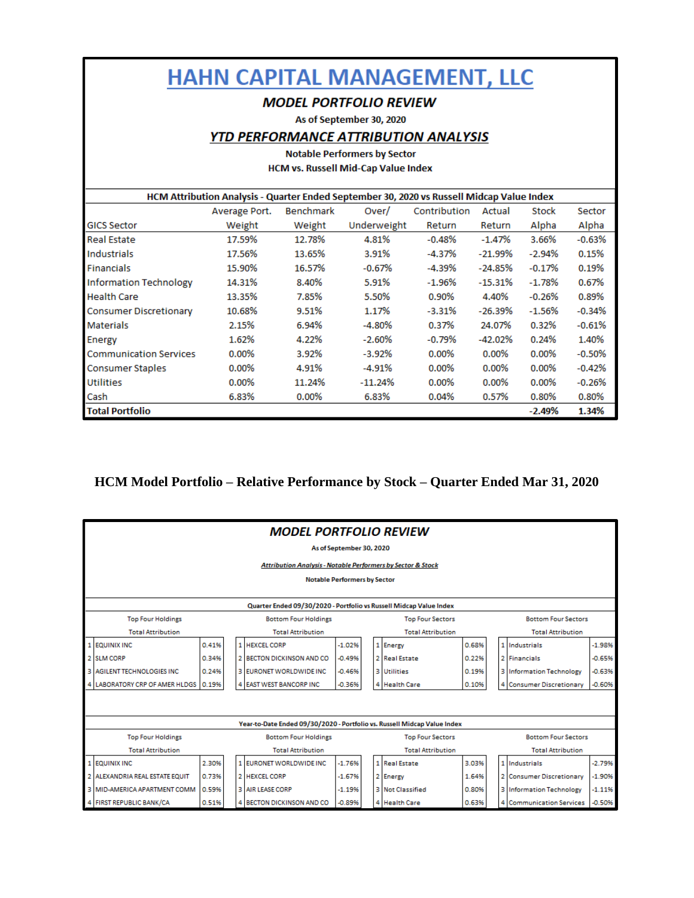# HAHN CAPITAL MANAGEMENT, LLC

### *MODEL PORTFOLIO REVIEW*

**As of September 30, 2020**

### *YTD PERFORMANCE ATTRIBUTION ANALYSIS*

**Notable Performers by Sector**

**HCM vs. Russell Mid-Cap Value Index**

**HCM Attribution Analysis - Quarter Ended September 30, 2020 vs Russell Midcap Value Index**

| GICS Sector | Average Port. Weight | Benchmark Weight | Over/ Underweight | Contribution Return | Actual Return | Stock Alpha | Sector Alpha |
|---|---|---|---|---|---|---|---|
| Real Estate | 17.59% | 12.78% | 4.81% | -0.48% | -1.47% | 3.66% | -0.63% |
| Industrials | 17.56% | 13.65% | 3.91% | -4.37% | -21.99% | -2.94% | 0.15% |
| Financials | 15.90% | 16.57% | -0.67% | -4.39% | -24.85% | -0.17% | 0.19% |
| Information Technology | 14.31% | 8.40% | 5.91% | -1.96% | -15.31% | -1.78% | 0.67% |
| Health Care | 13.35% | 7.85% | 5.50% | 0.90% | 4.40% | -0.26% | 0.89% |
| Consumer Discretionary | 10.68% | 9.51% | 1.17% | -3.31% | -26.39% | -1.56% | -0.34% |
| Materials | 2.15% | 6.94% | -4.80% | 0.37% | 24.07% | 0.32% | -0.61% |
| Energy | 1.62% | 4.22% | -2.60% | -0.79% | -42.02% | 0.24% | 1.40% |
| Communication Services | 0.00% | 3.92% | -3.92% | 0.00% | 0.00% | 0.00% | -0.50% |
| Consumer Staples | 0.00% | 4.91% | -4.91% | 0.00% | 0.00% | 0.00% | -0.42% |
| Utilities | 0.00% | 11.24% | -11.24% | 0.00% | 0.00% | 0.00% | -0.26% |
| Cash | 6.83% | 0.00% | 6.83% | 0.04% | 0.57% | 0.80% | 0.80% |
| **Total Portfolio** | | | | | | **-2.49%** | **1.34%** |

## HCM Model Portfolio – Relative Performance by Stock – Quarter Ended Mar 31, 2020

### *MODEL PORTFOLIO REVIEW*

As of September 30, 2020

*Attribution Analysis - Notable Performers by Sector & Stock*

**Notable Performers by Sector**

**Quarter Ended 09/30/2020 - Portfolio vs Russell Midcap Value Index**

| | Top Four Holdings Total Attribution | | | Bottom Four Holdings Total Attribution | | | Top Four Sectors Total Attribution | | | Bottom Four Sectors Total Attribution | |
|---|---|---|---|---|---|---|---|---|---|---|---|
| 1 | EQUINIX INC | 0.41% | 1 | HEXCEL CORP | -1.02% | 1 | Energy | 0.68% | 1 | Industrials | -1.98% |
| 2 | SLM CORP | 0.34% | 2 | BECTON DICKINSON AND CO | -0.49% | 2 | Real Estate | 0.22% | 2 | Financials | -0.65% |
| 3 | AGILENT TECHNOLOGIES INC | 0.24% | 3 | EURONET WORLDWIDE INC | -0.46% | 3 | Utilities | 0.19% | 3 | Information Technology | -0.63% |
| 4 | LABORATORY CRP OF AMER HLDGS | 0.19% | 4 | EAST WEST BANCORP INC | -0.36% | 4 | Health Care | 0.10% | 4 | Consumer Discretionary | -0.60% |

**Year-to-Date Ended 09/30/2020 - Portfolio vs. Russell Midcap Value Index**

| | Top Four Holdings Total Attribution | | | Bottom Four Holdings Total Attribution | | | Top Four Sectors Total Attribution | | | Bottom Four Sectors Total Attribution | |
|---|---|---|---|---|---|---|---|---|---|---|---|
| 1 | EQUINIX INC | 2.30% | 1 | EURONET WORLDWIDE INC | -1.76% | 1 | Real Estate | 3.03% | 1 | Industrials | -2.79% |
| 2 | ALEXANDRIA REAL ESTATE EQUIT | 0.73% | 2 | HEXCEL CORP | -1.67% | 2 | Energy | 1.64% | 2 | Consumer Discretionary | -1.90% |
| 3 | MID-AMERICA APARTMENT COMM | 0.59% | 3 | AIR LEASE CORP | -1.19% | 3 | Not Classified | 0.80% | 3 | Information Technology | -1.11% |
| 4 | FIRST REPUBLIC BANK/CA | 0.51% | 4 | BECTON DICKINSON AND CO | -0.89% | 4 | Health Care | 0.63% | 4 | Communication Services | -0.50% |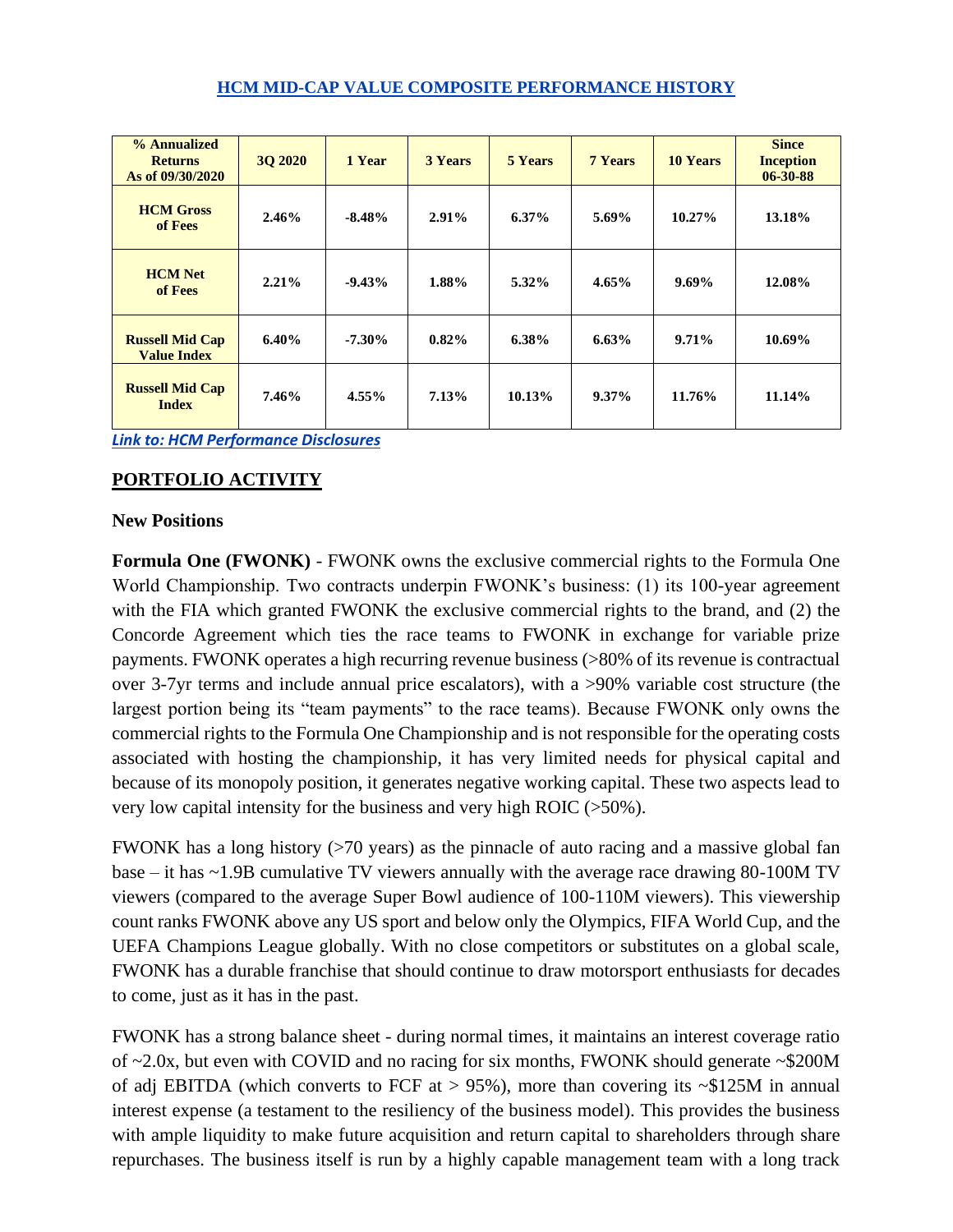## HCM MID-CAP VALUE COMPOSITE PERFORMANCE HISTORY

| % Annualized Returns As of 09/30/2020 | 3Q 2020 | 1 Year | 3 Years | 5 Years | 7 Years | 10 Years | Since Inception 06-30-88 |
|---|---|---|---|---|---|---|---|
| **HCM Gross of Fees** | **2.46%** | **-8.48%** | **2.91%** | **6.37%** | **5.69%** | **10.27%** | **13.18%** |
| **HCM Net of Fees** | **2.21%** | **-9.43%** | **1.88%** | **5.32%** | **4.65%** | **9.69%** | **12.08%** |
| **Russell Mid Cap Value Index** | **6.40%** | **-7.30%** | **0.82%** | **6.38%** | **6.63%** | **9.71%** | **10.69%** |
| **Russell Mid Cap Index** | **7.46%** | **4.55%** | **7.13%** | **10.13%** | **9.37%** | **11.76%** | **11.14%** |

***Link to: HCM Performance Disclosures***

## PORTFOLIO ACTIVITY

### New Positions

**Formula One (FWONK)** - FWONK owns the exclusive commercial rights to the Formula One World Championship. Two contracts underpin FWONK's business: (1) its 100-year agreement with the FIA which granted FWONK the exclusive commercial rights to the brand, and (2) the Concorde Agreement which ties the race teams to FWONK in exchange for variable prize payments. FWONK operates a high recurring revenue business (>80% of its revenue is contractual over 3-7yr terms and include annual price escalators), with a >90% variable cost structure (the largest portion being its "team payments" to the race teams). Because FWONK only owns the commercial rights to the Formula One Championship and is not responsible for the operating costs associated with hosting the championship, it has very limited needs for physical capital and because of its monopoly position, it generates negative working capital. These two aspects lead to very low capital intensity for the business and very high ROIC (>50%).

FWONK has a long history (>70 years) as the pinnacle of auto racing and a massive global fan base – it has ~1.9B cumulative TV viewers annually with the average race drawing 80-100M TV viewers (compared to the average Super Bowl audience of 100-110M viewers). This viewership count ranks FWONK above any US sport and below only the Olympics, FIFA World Cup, and the UEFA Champions League globally. With no close competitors or substitutes on a global scale, FWONK has a durable franchise that should continue to draw motorsport enthusiasts for decades to come, just as it has in the past.

FWONK has a strong balance sheet - during normal times, it maintains an interest coverage ratio of ~2.0x, but even with COVID and no racing for six months, FWONK should generate ~$200M of adj EBITDA (which converts to FCF at > 95%), more than covering its ~$125M in annual interest expense (a testament to the resiliency of the business model). This provides the business with ample liquidity to make future acquisition and return capital to shareholders through share repurchases. The business itself is run by a highly capable management team with a long track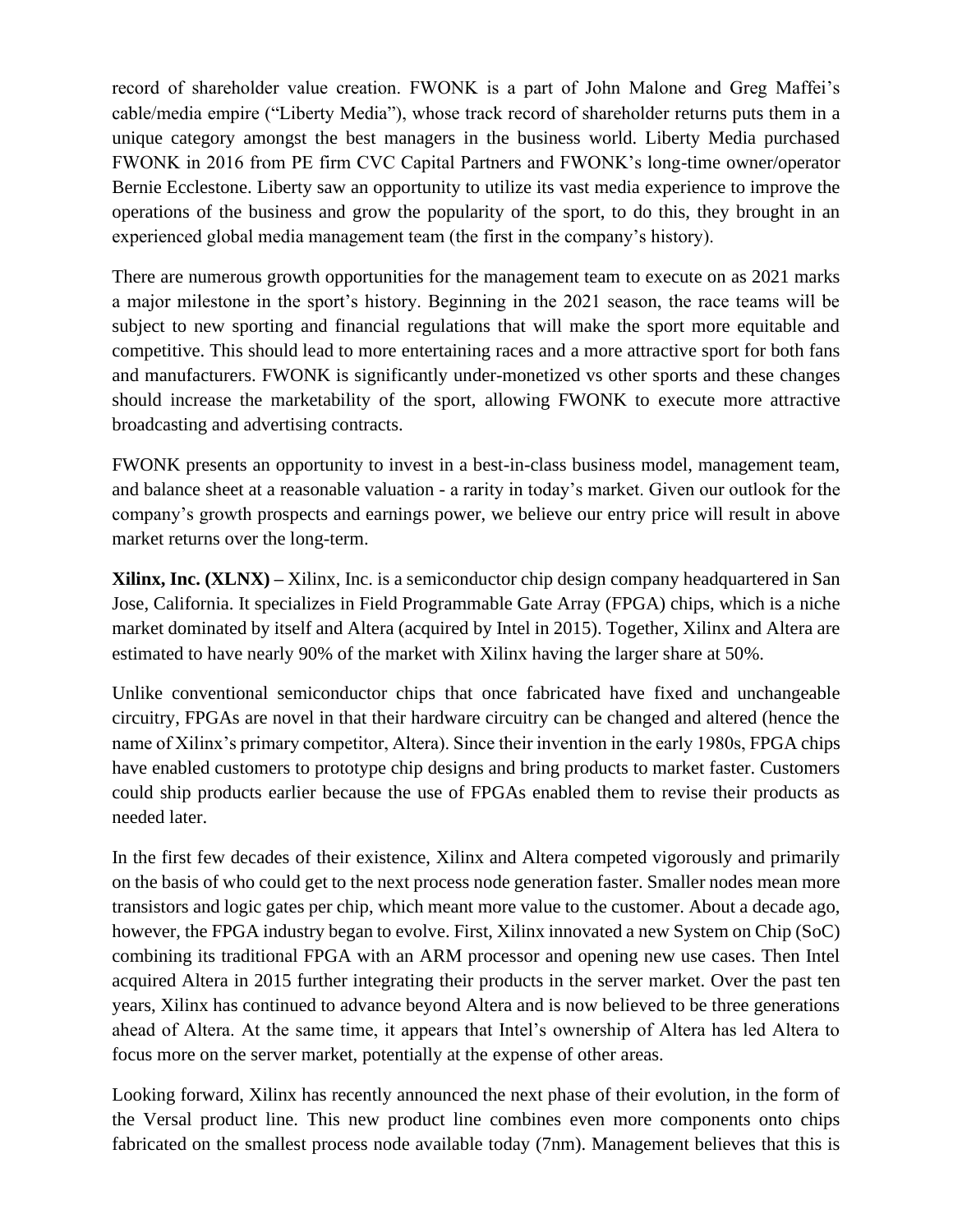record of shareholder value creation. FWONK is a part of John Malone and Greg Maffei's cable/media empire ("Liberty Media"), whose track record of shareholder returns puts them in a unique category amongst the best managers in the business world. Liberty Media purchased FWONK in 2016 from PE firm CVC Capital Partners and FWONK's long-time owner/operator Bernie Ecclestone. Liberty saw an opportunity to utilize its vast media experience to improve the operations of the business and grow the popularity of the sport, to do this, they brought in an experienced global media management team (the first in the company's history).

There are numerous growth opportunities for the management team to execute on as 2021 marks a major milestone in the sport's history. Beginning in the 2021 season, the race teams will be subject to new sporting and financial regulations that will make the sport more equitable and competitive. This should lead to more entertaining races and a more attractive sport for both fans and manufacturers. FWONK is significantly under-monetized vs other sports and these changes should increase the marketability of the sport, allowing FWONK to execute more attractive broadcasting and advertising contracts.

FWONK presents an opportunity to invest in a best-in-class business model, management team, and balance sheet at a reasonable valuation - a rarity in today's market. Given our outlook for the company's growth prospects and earnings power, we believe our entry price will result in above market returns over the long-term.

**Xilinx, Inc. (XLNX) –** Xilinx, Inc. is a semiconductor chip design company headquartered in San Jose, California. It specializes in Field Programmable Gate Array (FPGA) chips, which is a niche market dominated by itself and Altera (acquired by Intel in 2015). Together, Xilinx and Altera are estimated to have nearly 90% of the market with Xilinx having the larger share at 50%.

Unlike conventional semiconductor chips that once fabricated have fixed and unchangeable circuitry, FPGAs are novel in that their hardware circuitry can be changed and altered (hence the name of Xilinx's primary competitor, Altera). Since their invention in the early 1980s, FPGA chips have enabled customers to prototype chip designs and bring products to market faster. Customers could ship products earlier because the use of FPGAs enabled them to revise their products as needed later.

In the first few decades of their existence, Xilinx and Altera competed vigorously and primarily on the basis of who could get to the next process node generation faster. Smaller nodes mean more transistors and logic gates per chip, which meant more value to the customer. About a decade ago, however, the FPGA industry began to evolve. First, Xilinx innovated a new System on Chip (SoC) combining its traditional FPGA with an ARM processor and opening new use cases. Then Intel acquired Altera in 2015 further integrating their products in the server market. Over the past ten years, Xilinx has continued to advance beyond Altera and is now believed to be three generations ahead of Altera. At the same time, it appears that Intel's ownership of Altera has led Altera to focus more on the server market, potentially at the expense of other areas.

Looking forward, Xilinx has recently announced the next phase of their evolution, in the form of the Versal product line. This new product line combines even more components onto chips fabricated on the smallest process node available today (7nm). Management believes that this is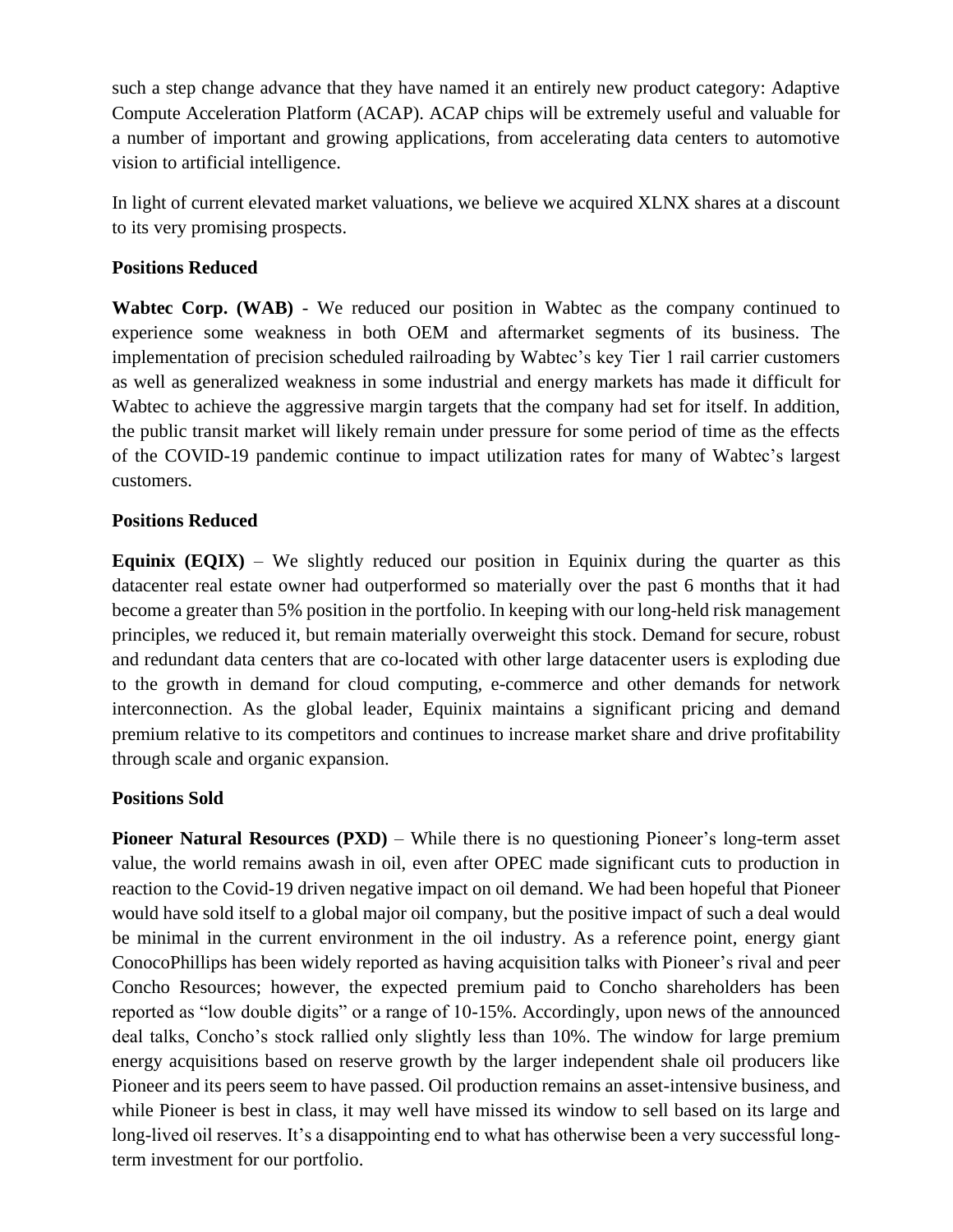such a step change advance that they have named it an entirely new product category: Adaptive Compute Acceleration Platform (ACAP). ACAP chips will be extremely useful and valuable for a number of important and growing applications, from accelerating data centers to automotive vision to artificial intelligence.

In light of current elevated market valuations, we believe we acquired XLNX shares at a discount to its very promising prospects.

**Positions Reduced**

**Wabtec Corp. (WAB)** - We reduced our position in Wabtec as the company continued to experience some weakness in both OEM and aftermarket segments of its business. The implementation of precision scheduled railroading by Wabtec's key Tier 1 rail carrier customers as well as generalized weakness in some industrial and energy markets has made it difficult for Wabtec to achieve the aggressive margin targets that the company had set for itself. In addition, the public transit market will likely remain under pressure for some period of time as the effects of the COVID-19 pandemic continue to impact utilization rates for many of Wabtec's largest customers.

**Positions Reduced**

**Equinix (EQIX)** – We slightly reduced our position in Equinix during the quarter as this datacenter real estate owner had outperformed so materially over the past 6 months that it had become a greater than 5% position in the portfolio. In keeping with our long-held risk management principles, we reduced it, but remain materially overweight this stock. Demand for secure, robust and redundant data centers that are co-located with other large datacenter users is exploding due to the growth in demand for cloud computing, e-commerce and other demands for network interconnection. As the global leader, Equinix maintains a significant pricing and demand premium relative to its competitors and continues to increase market share and drive profitability through scale and organic expansion.

**Positions Sold**

**Pioneer Natural Resources (PXD)** – While there is no questioning Pioneer's long-term asset value, the world remains awash in oil, even after OPEC made significant cuts to production in reaction to the Covid-19 driven negative impact on oil demand. We had been hopeful that Pioneer would have sold itself to a global major oil company, but the positive impact of such a deal would be minimal in the current environment in the oil industry. As a reference point, energy giant ConocoPhillips has been widely reported as having acquisition talks with Pioneer's rival and peer Concho Resources; however, the expected premium paid to Concho shareholders has been reported as "low double digits" or a range of 10-15%. Accordingly, upon news of the announced deal talks, Concho's stock rallied only slightly less than 10%. The window for large premium energy acquisitions based on reserve growth by the larger independent shale oil producers like Pioneer and its peers seem to have passed. Oil production remains an asset-intensive business, and while Pioneer is best in class, it may well have missed its window to sell based on its large and long-lived oil reserves. It's a disappointing end to what has otherwise been a very successful long-term investment for our portfolio.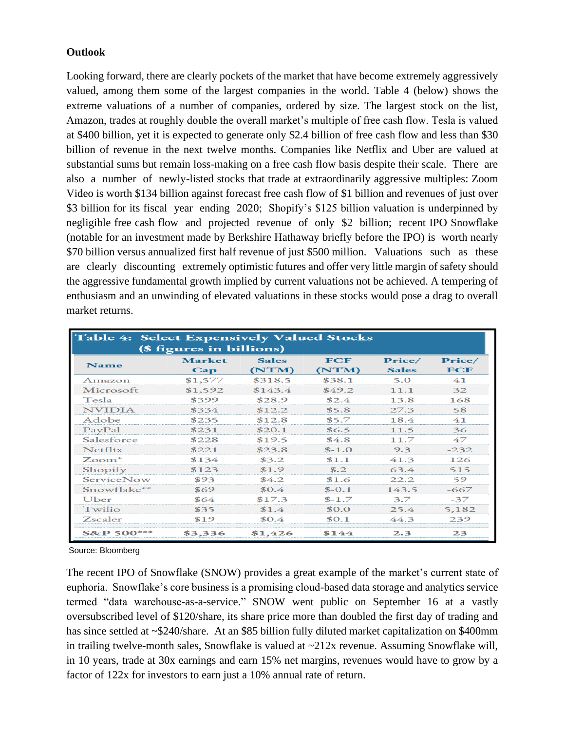**Outlook**

Looking forward, there are clearly pockets of the market that have become extremely aggressively valued, among them some of the largest companies in the world. Table 4 (below) shows the extreme valuations of a number of companies, ordered by size. The largest stock on the list, Amazon, trades at roughly double the overall market's multiple of free cash flow. Tesla is valued at $400 billion, yet it is expected to generate only $2.4 billion of free cash flow and less than $30 billion of revenue in the next twelve months. Companies like Netflix and Uber are valued at substantial sums but remain loss-making on a free cash flow basis despite their scale. There are also a number of newly-listed stocks that trade at extraordinarily aggressive multiples: Zoom Video is worth $134 billion against forecast free cash flow of $1 billion and revenues of just over $3 billion for its fiscal year ending 2020; Shopify's $125 billion valuation is underpinned by negligible free cash flow and projected revenue of only $2 billion; recent IPO Snowflake (notable for an investment made by Berkshire Hathaway briefly before the IPO) is worth nearly $70 billion versus annualized first half revenue of just $500 million. Valuations such as these are clearly discounting extremely optimistic futures and offer very little margin of safety should the aggressive fundamental growth implied by current valuations not be achieved. A tempering of enthusiasm and an unwinding of elevated valuations in these stocks would pose a drag to overall market returns.

**Table 4: Select Expensively Valued Stocks ($ figures in billions)**

| Name | Market Cap | Sales (NTM) | FCF (NTM) | Price/ Sales | Price/ FCF |
|---|---|---|---|---|---|
| Amazon | $1,577 | $318.5 | $38.1 | 5.0 | 41 |
| Microsoft | $1,592 | $143.4 | $49.2 | 11.1 | 32 |
| Tesla | $399 | $28.9 | $2.4 | 13.8 | 168 |
| NVIDIA | $334 | $12.2 | $5.8 | 27.3 | 58 |
| Adobe | $235 | $12.8 | $5.7 | 18.4 | 41 |
| PayPal | $231 | $20.1 | $6.5 | 11.5 | 36 |
| Salesforce | $228 | $19.5 | $4.8 | 11.7 | 47 |
| Netflix | $221 | $23.8 | $-1.0 | 9.3 | -232 |
| Zoom* | $134 | $3.2 | $1.1 | 41.3 | 126 |
| Shopify | $123 | $1.9 | $.2 | 63.4 | 515 |
| ServiceNow | $93 | $4.2 | $1.6 | 22.2 | 59 |
| Snowflake** | $69 | $0.4 | $-0.1 | 143.5 | -667 |
| Uber | $64 | $17.3 | $-1.7 | 3.7 | -37 |
| Twilio | $35 | $1.4 | $0.0 | 25.4 | 5,182 |
| Zscaler | $19 | $0.4 | $0.1 | 44.3 | 239 |
| **S&P 500*** ** | **$3,336** | **$1,426** | **$144** | **2.3** | **23** |

Source: Bloomberg

The recent IPO of Snowflake (SNOW) provides a great example of the market's current state of euphoria. Snowflake's core business is a promising cloud-based data storage and analytics service termed "data warehouse-as-a-service." SNOW went public on September 16 at a vastly oversubscribed level of $120/share, its share price more than doubled the first day of trading and has since settled at ~$240/share. At an $85 billion fully diluted market capitalization on $400mm in trailing twelve-month sales, Snowflake is valued at ~212x revenue. Assuming Snowflake will, in 10 years, trade at 30x earnings and earn 15% net margins, revenues would have to grow by a factor of 122x for investors to earn just a 10% annual rate of return.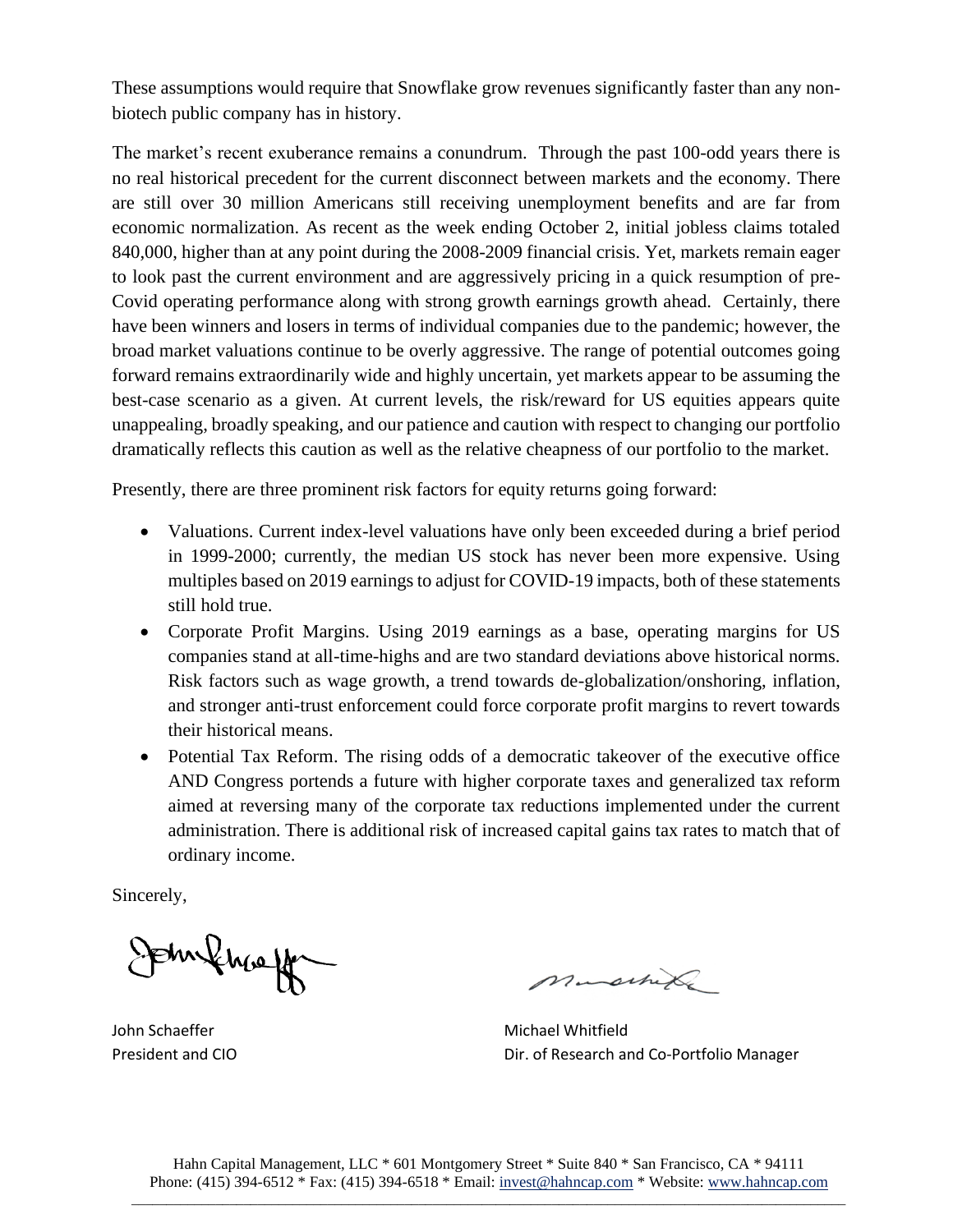These assumptions would require that Snowflake grow revenues significantly faster than any non-biotech public company has in history.

The market's recent exuberance remains a conundrum. Through the past 100-odd years there is no real historical precedent for the current disconnect between markets and the economy. There are still over 30 million Americans still receiving unemployment benefits and are far from economic normalization. As recent as the week ending October 2, initial jobless claims totaled 840,000, higher than at any point during the 2008-2009 financial crisis. Yet, markets remain eager to look past the current environment and are aggressively pricing in a quick resumption of pre-Covid operating performance along with strong growth earnings growth ahead. Certainly, there have been winners and losers in terms of individual companies due to the pandemic; however, the broad market valuations continue to be overly aggressive. The range of potential outcomes going forward remains extraordinarily wide and highly uncertain, yet markets appear to be assuming the best-case scenario as a given. At current levels, the risk/reward for US equities appears quite unappealing, broadly speaking, and our patience and caution with respect to changing our portfolio dramatically reflects this caution as well as the relative cheapness of our portfolio to the market.

Presently, there are three prominent risk factors for equity returns going forward:

- Valuations. Current index-level valuations have only been exceeded during a brief period in 1999-2000; currently, the median US stock has never been more expensive. Using multiples based on 2019 earnings to adjust for COVID-19 impacts, both of these statements still hold true.
- Corporate Profit Margins. Using 2019 earnings as a base, operating margins for US companies stand at all-time-highs and are two standard deviations above historical norms. Risk factors such as wage growth, a trend towards de-globalization/onshoring, inflation, and stronger anti-trust enforcement could force corporate profit margins to revert towards their historical means.
- Potential Tax Reform. The rising odds of a democratic takeover of the executive office AND Congress portends a future with higher corporate taxes and generalized tax reform aimed at reversing many of the corporate tax reductions implemented under the current administration. There is additional risk of increased capital gains tax rates to match that of ordinary income.

Sincerely,

John Schaeffer
President and CIO

Michael Whitfield
Dir. of Research and Co-Portfolio Manager

Hahn Capital Management, LLC * 601 Montgomery Street * Suite 840 * San Francisco, CA * 94111
Phone: (415) 394-6512 * Fax: (415) 394-6518 * Email: invest@hahncap.com * Website: www.hahncap.com